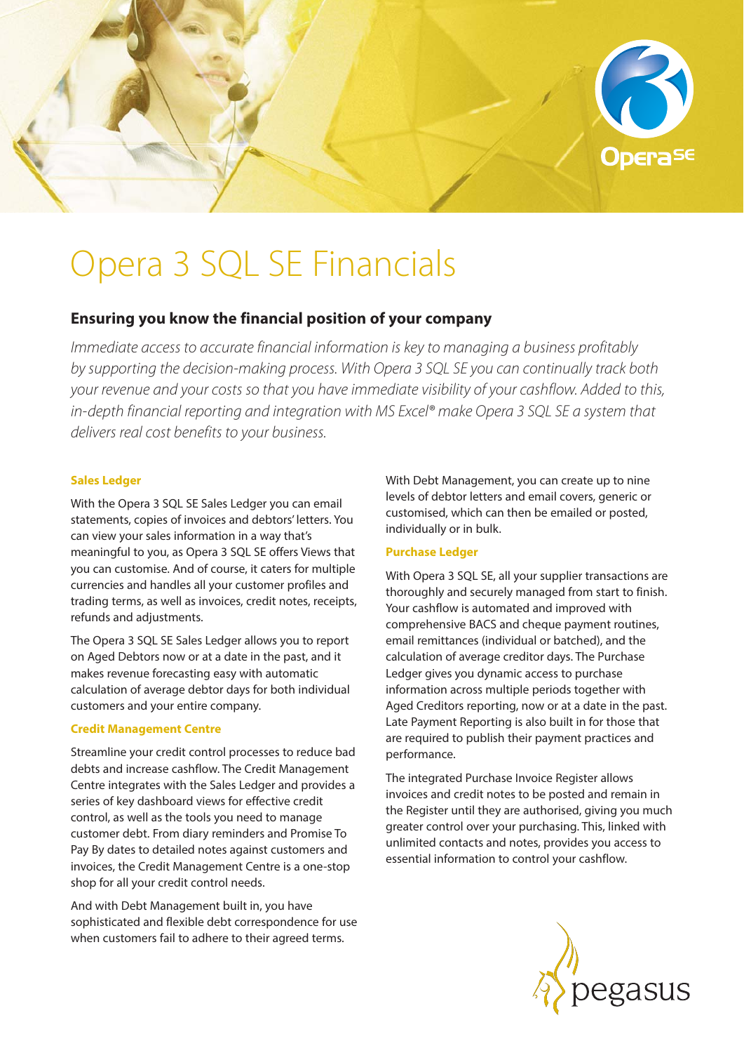# Opera 3 SQL SE Financials

## Ensuring you know the financial position of your company

*Immediate access to accurate financial information is key to managing a business profitably by supporting the decision-making process. With Opera 3 SQL SE you can continually track both your revenue and your costs so that you have immediate visibility of your cashflow. Added to this, in-depth financial reporting and integration with MS Excel® make Opera 3 SQL SE a system that delivers real cost benefits to your business.*

### Sales Ledger

With the Opera 3 SQL SE Sales Ledger you can email statements, copies of invoices and debtors' letters. You can view your sales information in a way that's meaningful to you, as Opera 3 SQL SE offers Views that you can customise. And of course, it caters for multiple currencies and handles all your customer profiles and trading terms, as well as invoices, credit notes, receipts, refunds and adjustments.

The Opera 3 SQL SE Sales Ledger allows you to report on Aged Debtors now or at a date in the past, and it makes revenue forecasting easy with automatic calculation of average debtor days for both individual customers and your entire company.

### Credit Management Centre

Streamline your credit control processes to reduce bad debts and increase cashflow. The Credit Management Centre integrates with the Sales Ledger and provides a series of key dashboard views for effective credit control, as well as the tools you need to manage customer debt. From diary reminders and Promise To Pay By dates to detailed notes against customers and invoices, the Credit Management Centre is a one-stop shop for all your credit control needs.

And with Debt Management built in, you have sophisticated and flexible debt correspondence for use when customers fail to adhere to their agreed terms.

With Debt Management, you can create up to nine levels of debtor letters and email covers, generic or customised, which can then be emailed or posted, individually or in bulk.

### Purchase Ledger

With Opera 3 SQL SE, all your supplier transactions are thoroughly and securely managed from start to finish. Your cashflow is automated and improved with comprehensive BACS and cheque payment routines, email remittances (individual or batched), and the calculation of average creditor days. The Purchase Ledger gives you dynamic access to purchase information across multiple periods together with Aged Creditors reporting, now or at a date in the past. Late Payment Reporting is also built in for those that are required to publish their payment practices and performance.

The integrated Purchase Invoice Register allows invoices and credit notes to be posted and remain in the Register until they are authorised, giving you much greater control over your purchasing. This, linked with unlimited contacts and notes, provides you access to essential information to control your cashflow.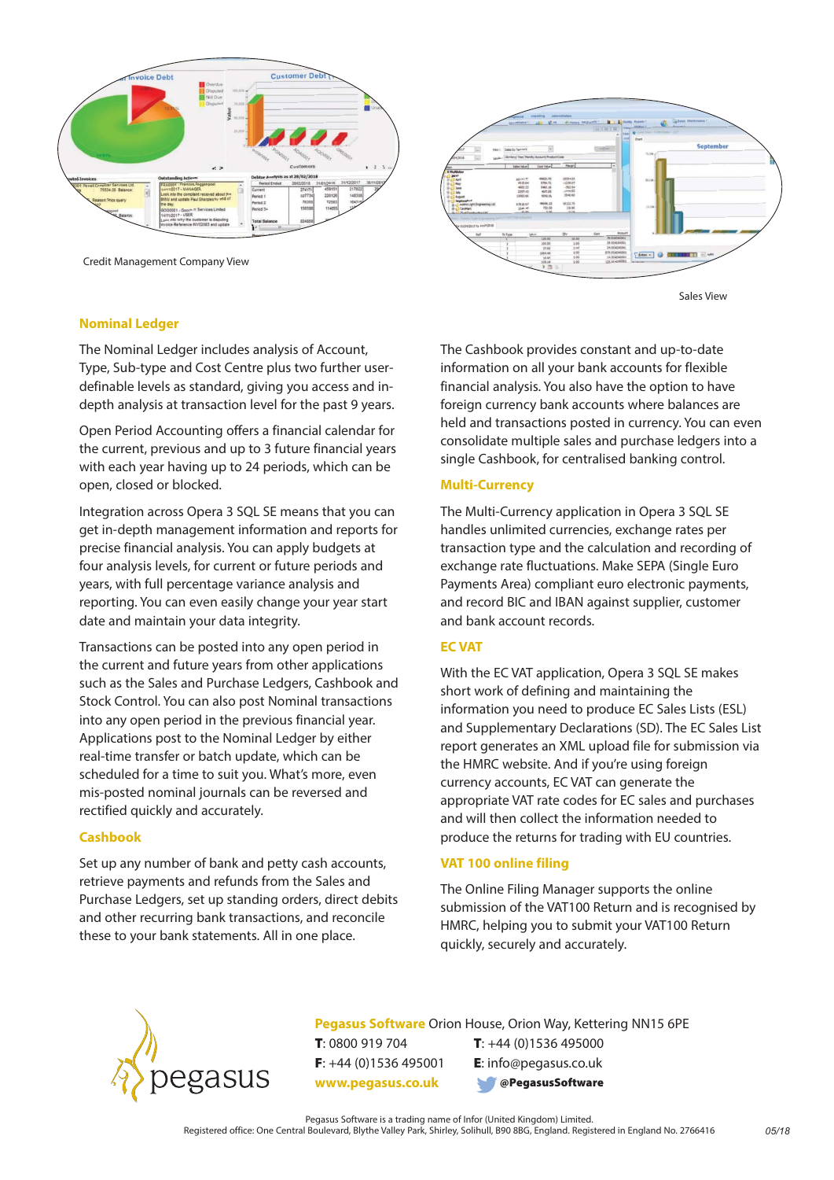Credit Management Company View

Sales View

## Nominal Ledger

The Nominal Ledger includes analysis of Account, Type, Sub-type and Cost Centre plus two further user-definable levels as standard, giving you access and in-depth analysis at transaction level for the past 9 years.

Open Period Accounting offers a financial calendar for the current, previous and up to 3 future financial years with each year having up to 24 periods, which can be open, closed or blocked.

Integration across Opera 3 SQL SE means that you can get in-depth management information and reports for precise financial analysis. You can apply budgets at four analysis levels, for current or future periods and years, with full percentage variance analysis and reporting. You can even easily change your year start date and maintain your data integrity.

Transactions can be posted into any open period in the current and future years from other applications such as the Sales and Purchase Ledgers, Cashbook and Stock Control. You can also post Nominal transactions into any open period in the previous financial year. Applications post to the Nominal Ledger by either real-time transfer or batch update, which can be scheduled for a time to suit you. What's more, even mis-posted nominal journals can be reversed and rectified quickly and accurately.

## Cashbook

Set up any number of bank and petty cash accounts, retrieve payments and refunds from the Sales and Purchase Ledgers, set up standing orders, direct debits and other recurring bank transactions, and reconcile these to your bank statements. All in one place.

The Cashbook provides constant and up-to-date information on all your bank accounts for flexible financial analysis. You also have the option to have foreign currency bank accounts where balances are held and transactions posted in currency. You can even consolidate multiple sales and purchase ledgers into a single Cashbook, for centralised banking control.

## Multi-Currency

The Multi-Currency application in Opera 3 SQL SE handles unlimited currencies, exchange rates per transaction type and the calculation and recording of exchange rate fluctuations. Make SEPA (Single Euro Payments Area) compliant euro electronic payments, and record BIC and IBAN against supplier, customer and bank account records.

## EC VAT

With the EC VAT application, Opera 3 SQL SE makes short work of defining and maintaining the information you need to produce EC Sales Lists (ESL) and Supplementary Declarations (SD). The EC Sales List report generates an XML upload file for submission via the HMRC website. And if you're using foreign currency accounts, EC VAT can generate the appropriate VAT rate codes for EC sales and purchases and will then collect the information needed to produce the returns for trading with EU countries.

## VAT 100 online filing

The Online Filing Manager supports the online submission of the VAT100 Return and is recognised by HMRC, helping you to submit your VAT100 Return quickly, securely and accurately.

pegasus

**Pegasus Software** Orion House, Orion Way, Kettering NN15 6PE

**T**: 0800 919 704 **T**: +44 (0)1536 495000

**F**: +44 (0)1536 495001 **E**: info@pegasus.co.uk

**www.pegasus.co.uk** **@PegasusSoftware**

Pegasus Software is a trading name of Infor (United Kingdom) Limited.
Registered office: One Central Boulevard, Blythe Valley Park, Shirley, Solihull, B90 8BG, England. Registered in England No. 2766416

05/18